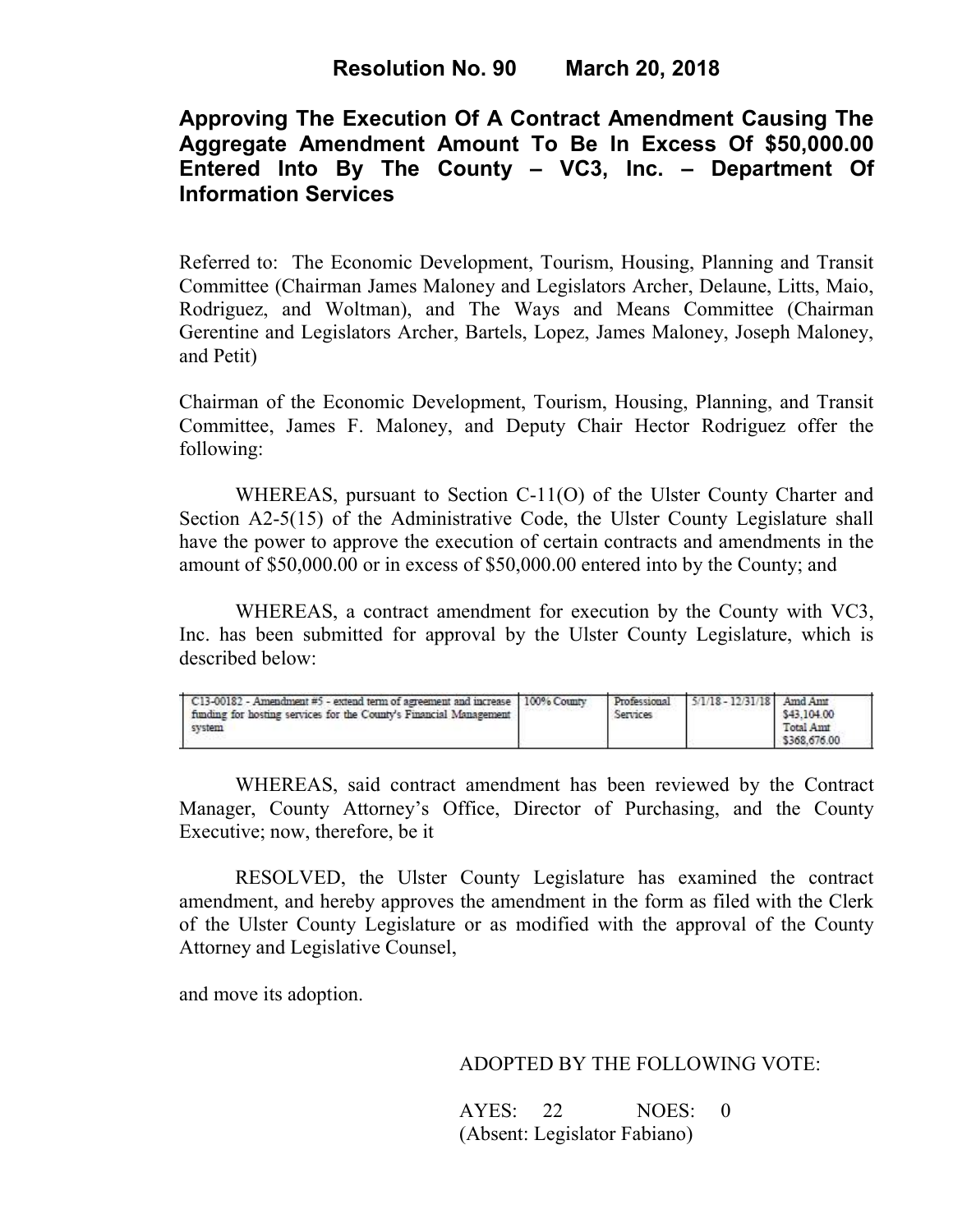**Resolution No. 90 March 20, 2018**

## Approving The Execution Of A Contract Amendment Causing The Aggregate Amendment Amount To Be In Excess Of $50,000.00 Entered Into By The County – VC3, Inc. – Department Of Information Services

Referred to: The Economic Development, Tourism, Housing, Planning and Transit Committee (Chairman James Maloney and Legislators Archer, Delaune, Litts, Maio, Rodriguez, and Woltman), and The Ways and Means Committee (Chairman Gerentine and Legislators Archer, Bartels, Lopez, James Maloney, Joseph Maloney, and Petit)

Chairman of the Economic Development, Tourism, Housing, Planning, and Transit Committee, James F. Maloney, and Deputy Chair Hector Rodriguez offer the following:

WHEREAS, pursuant to Section C-11(O) of the Ulster County Charter and Section A2-5(15) of the Administrative Code, the Ulster County Legislature shall have the power to approve the execution of certain contracts and amendments in the amount of $50,000.00 or in excess of $50,000.00 entered into by the County; and

WHEREAS, a contract amendment for execution by the County with VC3, Inc. has been submitted for approval by the Ulster County Legislature, which is described below:

| | | | | |
|---|---|---|---|---|
| C13-00182 - Amendment #5 - extend term of agreement and increase funding for hosting services for the County's Financial Management system | 100% County | Professional Services | 5/1/18 - 12/31/18 | Amd Amt $43,104.00 Total Amt $368,676.00 |

WHEREAS, said contract amendment has been reviewed by the Contract Manager, County Attorney's Office, Director of Purchasing, and the County Executive; now, therefore, be it

RESOLVED, the Ulster County Legislature has examined the contract amendment, and hereby approves the amendment in the form as filed with the Clerk of the Ulster County Legislature or as modified with the approval of the County Attorney and Legislative Counsel,

and move its adoption.

ADOPTED BY THE FOLLOWING VOTE:

AYES: 22 NOES: 0
(Absent: Legislator Fabiano)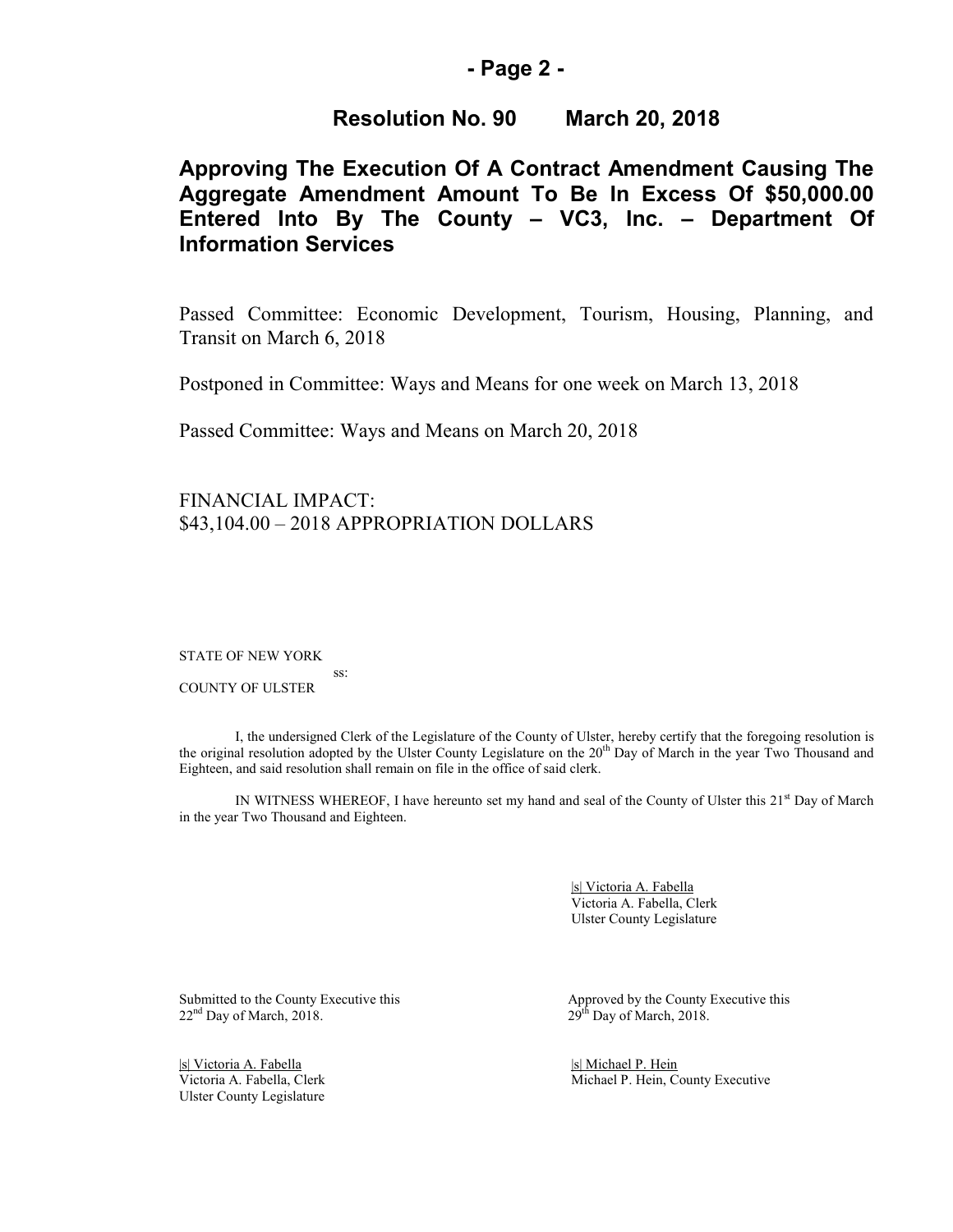**Resolution No. 90 March 20, 2018**

## Approving The Execution Of A Contract Amendment Causing The Aggregate Amendment Amount To Be In Excess Of $50,000.00 Entered Into By The County – VC3, Inc. – Department Of Information Services

Passed Committee: Economic Development, Tourism, Housing, Planning, and Transit on March 6, 2018

Postponed in Committee: Ways and Means for one week on March 13, 2018

Passed Committee: Ways and Means on March 20, 2018

FINANCIAL IMPACT:
$43,104.00 – 2018 APPROPRIATION DOLLARS

STATE OF NEW YORK
ss:
COUNTY OF ULSTER

I, the undersigned Clerk of the Legislature of the County of Ulster, hereby certify that the foregoing resolution is the original resolution adopted by the Ulster County Legislature on the 20th Day of March in the year Two Thousand and Eighteen, and said resolution shall remain on file in the office of said clerk.

IN WITNESS WHEREOF, I have hereunto set my hand and seal of the County of Ulster this 21st Day of March in the year Two Thousand and Eighteen.

|s| Victoria A. Fabella
Victoria A. Fabella, Clerk
Ulster County Legislature

Submitted to the County Executive this 22nd Day of March, 2018.

|s| Victoria A. Fabella
Victoria A. Fabella, Clerk
Ulster County Legislature

Approved by the County Executive this 29th Day of March, 2018.

|s| Michael P. Hein
Michael P. Hein, County Executive